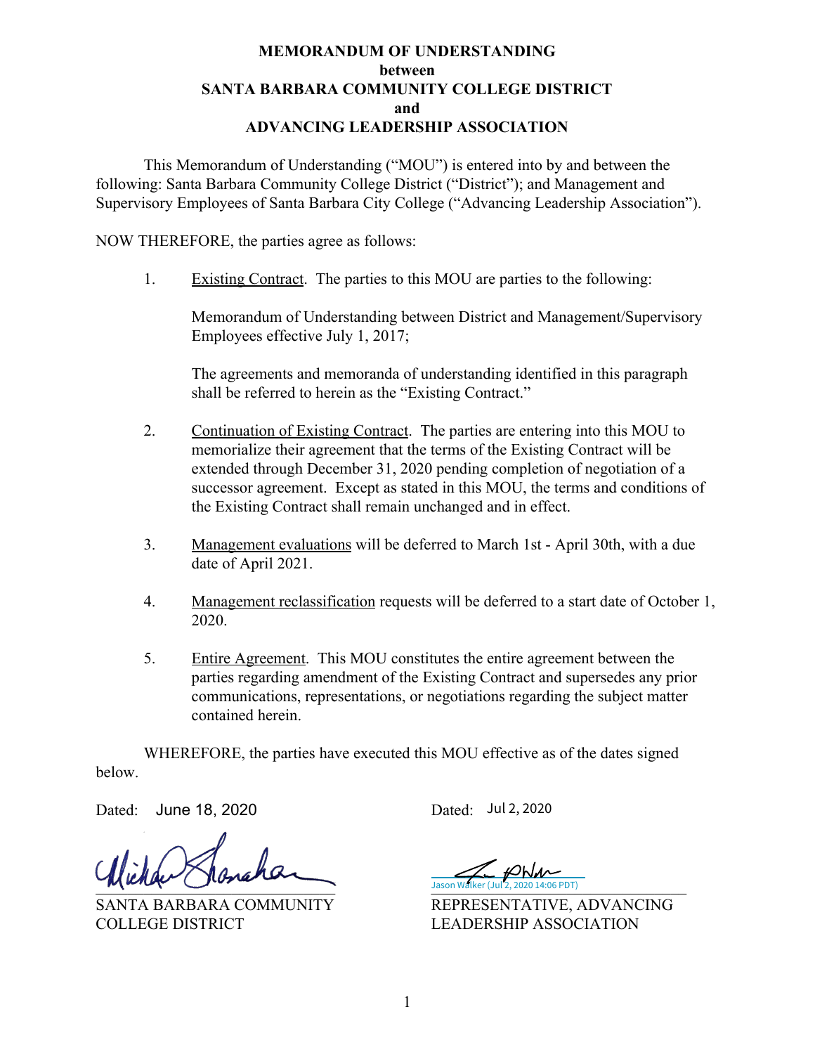# MEMORANDUM OF UNDERSTANDING
**between**
**SANTA BARBARA COMMUNITY COLLEGE DISTRICT**
**and**
**ADVANCING LEADERSHIP ASSOCIATION**

This Memorandum of Understanding ("MOU") is entered into by and between the following: Santa Barbara Community College District ("District"); and Management and Supervisory Employees of Santa Barbara City College ("Advancing Leadership Association").

NOW THEREFORE, the parties agree as follows:

1. Existing Contract. The parties to this MOU are parties to the following:

   Memorandum of Understanding between District and Management/Supervisory Employees effective July 1, 2017;

   The agreements and memoranda of understanding identified in this paragraph shall be referred to herein as the "Existing Contract."

2. Continuation of Existing Contract. The parties are entering into this MOU to memorialize their agreement that the terms of the Existing Contract will be extended through December 31, 2020 pending completion of negotiation of a successor agreement. Except as stated in this MOU, the terms and conditions of the Existing Contract shall remain unchanged and in effect.

3. Management evaluations will be deferred to March 1st - April 30th, with a due date of April 2021.

4. Management reclassification requests will be deferred to a start date of October 1, 2020.

5. Entire Agreement. This MOU constitutes the entire agreement between the parties regarding amendment of the Existing Contract and supersedes any prior communications, representations, or negotiations regarding the subject matter contained herein.

WHEREFORE, the parties have executed this MOU effective as of the dates signed below.

Dated: June 18, 2020

[Signature]

SANTA BARBARA COMMUNITY COLLEGE DISTRICT

Dated: Jul 2, 2020

[Signature] Jason Walker (Jul 2, 2020 14:06 PDT)

REPRESENTATIVE, ADVANCING LEADERSHIP ASSOCIATION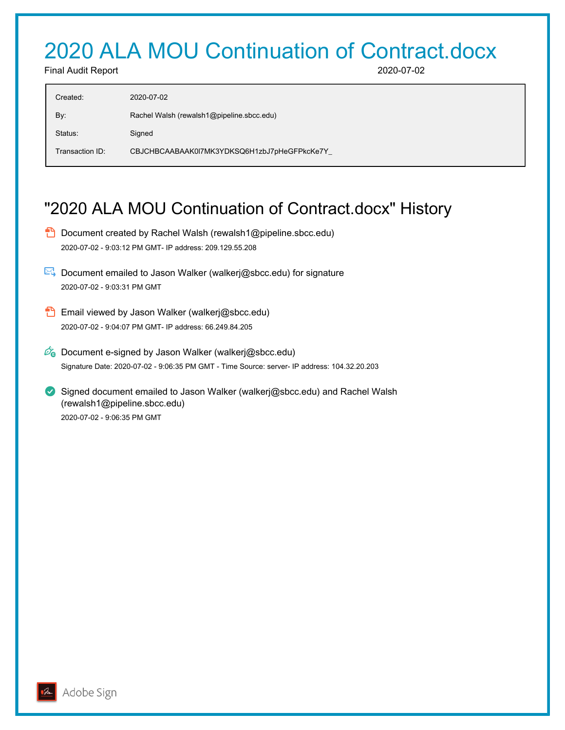# 2020 ALA MOU Continuation of Contract.docx

Final Audit Report 2020-07-02

| | |
|---|---|
| Created: | 2020-07-02 |
| By: | Rachel Walsh (rewalsh1@pipeline.sbcc.edu) |
| Status: | Signed |
| Transaction ID: | CBJCHBCAABAAK0l7MK3YDKSQ6H1zbJ7pHeGFPkcKe7Y_ |

## "2020 ALA MOU Continuation of Contract.docx" History

- Document created by Rachel Walsh (rewalsh1@pipeline.sbcc.edu)
  2020-07-02 - 9:03:12 PM GMT- IP address: 209.129.55.208

- Document emailed to Jason Walker (walkerj@sbcc.edu) for signature
  2020-07-02 - 9:03:31 PM GMT

- Email viewed by Jason Walker (walkerj@sbcc.edu)
  2020-07-02 - 9:04:07 PM GMT- IP address: 66.249.84.205

- Document e-signed by Jason Walker (walkerj@sbcc.edu)
  Signature Date: 2020-07-02 - 9:06:35 PM GMT - Time Source: server- IP address: 104.32.20.203

- Signed document emailed to Jason Walker (walkerj@sbcc.edu) and Rachel Walsh (rewalsh1@pipeline.sbcc.edu)
  2020-07-02 - 9:06:35 PM GMT

Adobe Sign